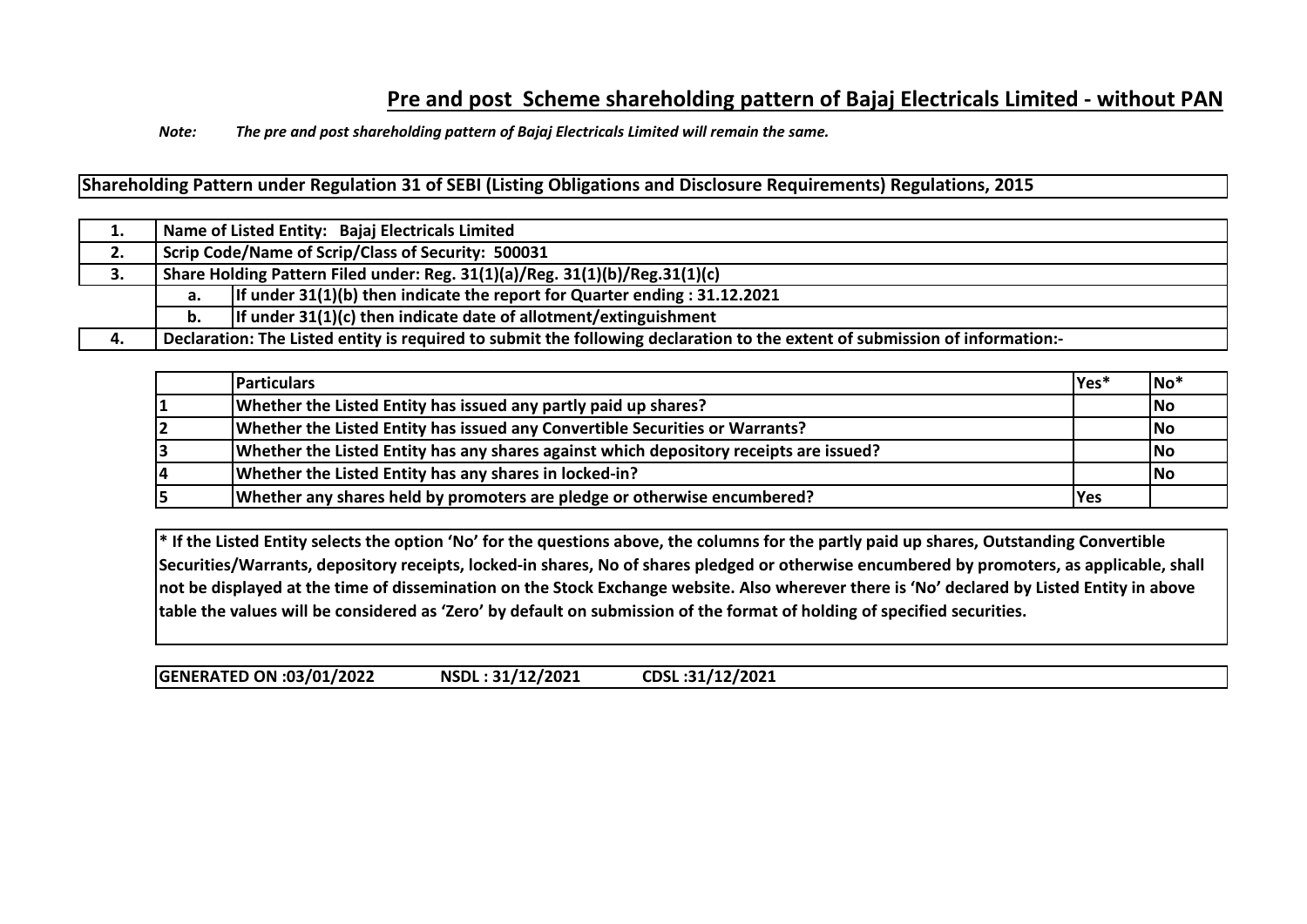# Pre and post Scheme shareholding pattern of Bajaj Electricals Limited - without PAN

***Note:*** ***The pre and post shareholding pattern of Bajaj Electricals Limited will remain the same.***

**Shareholding Pattern under Regulation 31 of SEBI (Listing Obligations and Disclosure Requirements) Regulations, 2015**

| | | |
|---|---|---|
| **1.** | **Name of Listed Entity: Bajaj Electricals Limited** | |
| **2.** | **Scrip Code/Name of Scrip/Class of Security: 500031** | |
| **3.** | **Share Holding Pattern Filed under: Reg. 31(1)(a)/Reg. 31(1)(b)/Reg.31(1)(c)** | |
| | **a.** | **If under 31(1)(b) then indicate the report for Quarter ending : 31.12.2021** |
| | **b.** | **If under 31(1)(c) then indicate date of allotment/extinguishment** |
| **4.** | **Declaration: The Listed entity is required to submit the following declaration to the extent of submission of information:-** | |

| | **Particulars** | **Yes*** | **No*** |
|---|---|---|---|
| **1** | **Whether the Listed Entity has issued any partly paid up shares?** | | **No** |
| **2** | **Whether the Listed Entity has issued any Convertible Securities or Warrants?** | | **No** |
| **3** | **Whether the Listed Entity has any shares against which depository receipts are issued?** | | **No** |
| **4** | **Whether the Listed Entity has any shares in locked-in?** | | **No** |
| **5** | **Whether any shares held by promoters are pledge or otherwise encumbered?** | **Yes** | |

**\* If the Listed Entity selects the option 'No' for the questions above, the columns for the partly paid up shares, Outstanding Convertible Securities/Warrants, depository receipts, locked-in shares, No of shares pledged or otherwise encumbered by promoters, as applicable, shall not be displayed at the time of dissemination on the Stock Exchange website. Also wherever there is 'No' declared by Listed Entity in above table the values will be considered as 'Zero' by default on submission of the format of holding of specified securities.**

**GENERATED ON :03/01/2022 NSDL : 31/12/2021 CDSL :31/12/2021**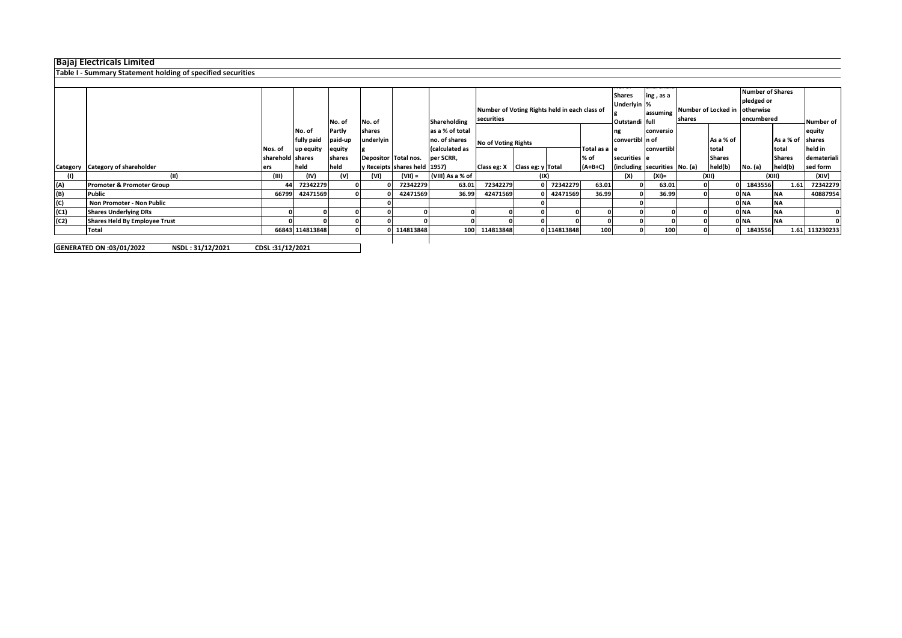# Bajaj Electricals Limited

## Table I - Summary Statement holding of specified securities

| Category | Category of shareholder | Nos. of shareholders | No. of fully paid up equity shares held | No. of Partly paid-up equity shares held | No. of shares underlying Depository Receipts | Total nos. shares held | Shareholding as a % of total no. of shares (calculated as per SCRR, 1957) | Number of Voting Rights held in each class of securities | | | | No. of Shares Underlying Outstanding convertible securities (including | Shareholding, as a % assuming full conversion of convertible securities | Number of Locked in shares | | Number of Shares pledged or otherwise encumbered | | Number of equity shares held in dematerialised form |
|---|---|---|---|---|---|---|---|---|---|---|---|---|---|---|---|---|---|---|
| | | | | | | | | No of Voting Rights | | | Total as a % of (A+B+C) | | | No. (a) | As a % of total Shares held(b) | No. (a) | As a % of total Shares held(b) | |
| | | | | | | | | Class eg: X | Class eg: y | Total | | | | | | | | |
| (I) | (II) | (III) | (IV) | (V) | (VI) | (VII) = | (VIII) As a % of | (IX) | | | | (X) | (XI)= | (XII) | | (XIII) | | (XIV) |
| (A) | Promoter & Promoter Group | 44 | 72342279 | 0 | 0 | 72342279 | 63.01 | 72342279 | 0 | 72342279 | 63.01 | 0 | 63.01 | 0 | 0 | 1843556 | 1.61 | 72342279 |
| (B) | Public | 66799 | 42471569 | 0 | 0 | 42471569 | 36.99 | 42471569 | 0 | 42471569 | 36.99 | 0 | 36.99 | 0 | 0 | NA | NA | 40887954 |
| (C) | Non Promoter - Non Public | | | | 0 | | | | 0 | | | 0 | | | 0 | NA | NA | |
| (C1) | Shares Underlying DRs | 0 | 0 | 0 | 0 | 0 | 0 | 0 | 0 | 0 | 0 | 0 | 0 | 0 | 0 | NA | NA | 0 |
| (C2) | Shares Held By Employee Trust | 0 | 0 | 0 | 0 | 0 | 0 | 0 | 0 | 0 | 0 | 0 | 0 | 0 | 0 | NA | NA | 0 |
| | Total | 66843 | 114813848 | 0 | 0 | 114813848 | 100 | 114813848 | 0 | 114813848 | 100 | 0 | 100 | 0 | 0 | 1843556 | 1.61 | 113230233 |

GENERATED ON :03/01/2022 NSDL : 31/12/2021 CDSL :31/12/2021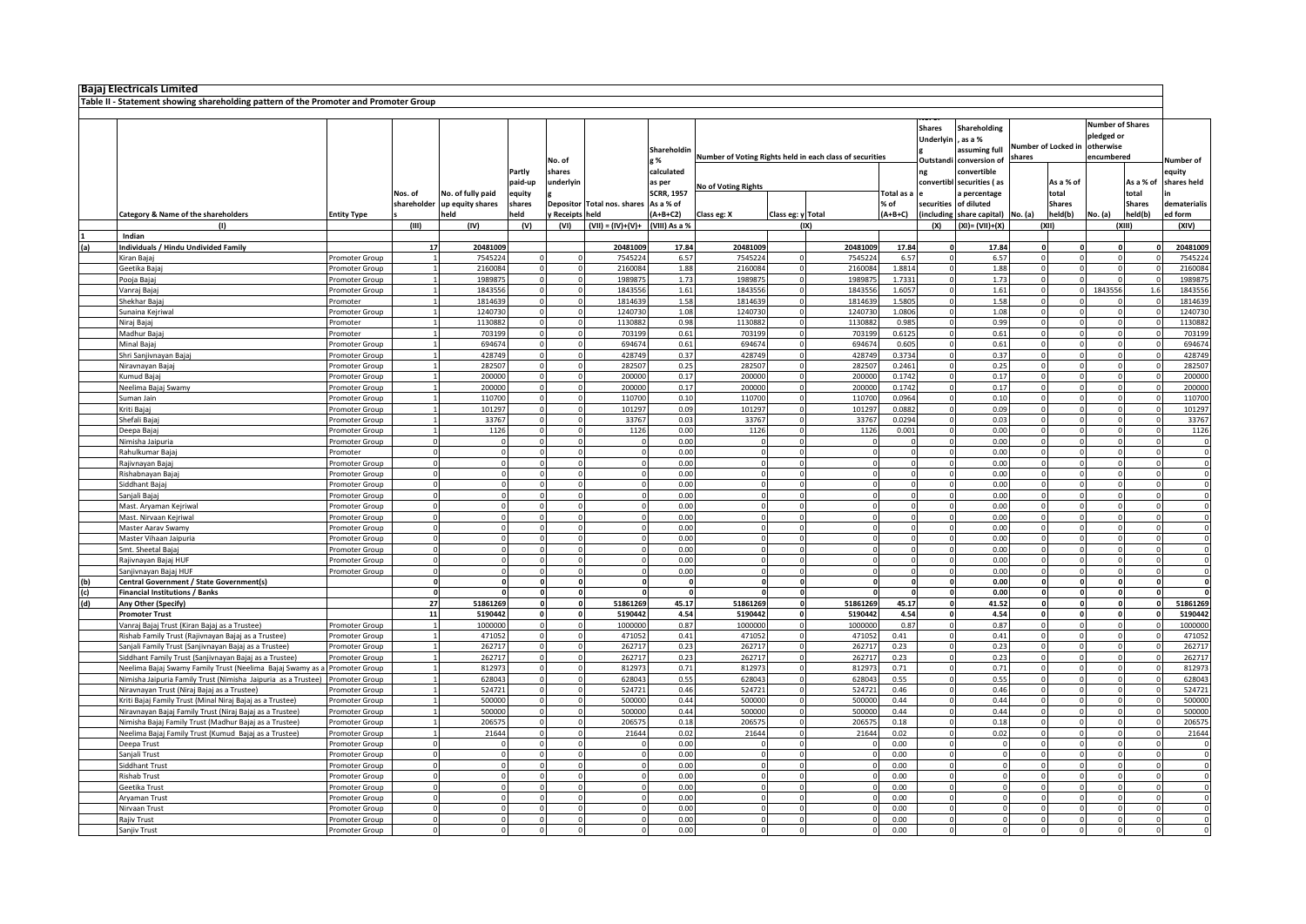**Bajaj Electricals Limited**

**Table II - Statement showing shareholding pattern of the Promoter and Promoter Group**

| | Category & Name of the shareholders | Entity Type | Nos. of shareholders | No. of fully paid up equity shares held | Partly paid-up equity shares held | No. of shares underlying Depository Receipts | Total nos. shares held | Shareholding % calculated as per SCRR, 1957 As a % of (A+B+C2) | Number of Voting Rights held in each class of securities | | | | No. of Shares Underlying Outstanding convertible securities (including Warrants) | Shareholding , as a % assuming full conversion of convertible securities ( as a percentage of diluted share capital) | Number of Locked in shares | | Number of Shares pledged or otherwise encumbered | | Number of equity shares held in dematerialised form |
|---|---|---|---|---|---|---|---|---|---|---|---|---|---|---|---|---|---|---|---|
| | | | | | | | | | No of Voting Rights | | | Total as a % of (A+B+C) | | | No. (a) | As a % of total Shares held(b) | No. (a) | As a % of total Shares held(b) | |
| | | | | | | | | | Class eg: X | Class eg: y | Total | | | | | | | | |
| | (I) | | (III) | (IV) | (V) | (VI) | (VII) = (IV)+(V)+ (VI) | (VIII) As a % of (A+B+C2) | (IX) | | | | (X) | (XI)= (VII)+(X) As a % of (A+B+C2) | (XII) | | (XIII) | | (XIV) |
| 1 | Indian | | | | | | | | | | | | | | | | | | |
| (a) | Individuals / Hindu Undivided Family | | 17 | 20481009 | | | 20481009 | 17.84 | 20481009 | | 20481009 | 17.84 | 0 | 17.84 | 0 | 0 | 0 | 0 | 20481009 |
| | Kiran Bajaj | Promoter Group | 1 | 7545224 | 0 | 0 | 7545224 | 6.57 | 7545224 | 0 | 7545224 | 6.57 | 0 | 6.57 | 0 | 0 | 0 | 0 | 7545224 |
| | Geetika Bajaj | Promoter Group | 1 | 2160084 | 0 | 0 | 2160084 | 1.88 | 2160084 | 0 | 2160084 | 1.8814 | 0 | 1.88 | 0 | 0 | 0 | 0 | 2160084 |
| | Pooja Bajaj | Promoter Group | 1 | 1989875 | 0 | 0 | 1989875 | 1.73 | 1989875 | 0 | 1989875 | 1.7331 | 0 | 1.73 | 0 | 0 | 0 | 0 | 1989875 |
| | Vanraj Bajaj | Promoter Group | 1 | 1843556 | 0 | 0 | 1843556 | 1.61 | 1843556 | 0 | 1843556 | 1.6057 | 0 | 1.61 | 0 | 0 | 1843556 | 1.6 | 1843556 |
| | Shekhar Bajaj | Promoter | 1 | 1814639 | 0 | 0 | 1814639 | 1.58 | 1814639 | 0 | 1814639 | 1.5805 | 0 | 1.58 | 0 | 0 | 0 | 0 | 1814639 |
| | Sunaina Kejriwal | Promoter Group | 1 | 1240730 | 0 | 0 | 1240730 | 1.08 | 1240730 | 0 | 1240730 | 1.0806 | 0 | 1.08 | 0 | 0 | 0 | 0 | 1240730 |
| | Niraj Bajaj | Promoter | 1 | 1130882 | 0 | 0 | 1130882 | 0.98 | 1130882 | 0 | 1130882 | 0.985 | 0 | 0.99 | 0 | 0 | 0 | 0 | 1130882 |
| | Madhur Bajaj | Promoter | 1 | 703199 | 0 | 0 | 703199 | 0.61 | 703199 | 0 | 703199 | 0.6125 | 0 | 0.61 | 0 | 0 | 0 | 0 | 703199 |
| | Minal Bajaj | Promoter Group | 1 | 694674 | 0 | 0 | 694674 | 0.61 | 694674 | 0 | 694674 | 0.605 | 0 | 0.61 | 0 | 0 | 0 | 0 | 694674 |
| | Shri Sanjivnayan Bajaj | Promoter Group | 1 | 428749 | 0 | 0 | 428749 | 0.37 | 428749 | 0 | 428749 | 0.3734 | 0 | 0.37 | 0 | 0 | 0 | 0 | 428749 |
| | Niravnayan Bajaj | Promoter Group | 1 | 282507 | 0 | 0 | 282507 | 0.25 | 282507 | 0 | 282507 | 0.2461 | 0 | 0.25 | 0 | 0 | 0 | 0 | 282507 |
| | Kumud Bajaj | Promoter Group | 1 | 200000 | 0 | 0 | 200000 | 0.17 | 200000 | 0 | 200000 | 0.1742 | 0 | 0.17 | 0 | 0 | 0 | 0 | 200000 |
| | Neelima Bajaj Swamy | Promoter Group | 1 | 200000 | 0 | 0 | 200000 | 0.17 | 200000 | 0 | 200000 | 0.1742 | 0 | 0.17 | 0 | 0 | 0 | 0 | 200000 |
| | Suman Jain | Promoter Group | 1 | 110700 | 0 | 0 | 110700 | 0.10 | 110700 | 0 | 110700 | 0.0964 | 0 | 0.10 | 0 | 0 | 0 | 0 | 110700 |
| | Kriti Bajaj | Promoter Group | 1 | 101297 | 0 | 0 | 101297 | 0.09 | 101297 | 0 | 101297 | 0.0882 | 0 | 0.09 | 0 | 0 | 0 | 0 | 101297 |
| | Shefali Bajaj | Promoter Group | 1 | 33767 | 0 | 0 | 33767 | 0.03 | 33767 | 0 | 33767 | 0.0294 | 0 | 0.03 | 0 | 0 | 0 | 0 | 33767 |
| | Deepa Bajaj | Promoter Group | 1 | 1126 | 0 | 0 | 1126 | 0.00 | 1126 | 0 | 1126 | 0.001 | 0 | 0.00 | 0 | 0 | 0 | 0 | 1126 |
| | Nimisha Jaipuria | Promoter Group | 0 | 0 | 0 | 0 | 0 | 0.00 | 0 | 0 | 0 | 0 | 0 | 0.00 | 0 | 0 | 0 | 0 | 0 |
| | Rahulkumar Bajaj | Promoter | 0 | 0 | 0 | 0 | 0 | 0.00 | 0 | 0 | 0 | 0 | 0 | 0.00 | 0 | 0 | 0 | 0 | 0 |
| | Rajivnayan Bajaj | Promoter Group | 0 | 0 | 0 | 0 | 0 | 0.00 | 0 | 0 | 0 | 0 | 0 | 0.00 | 0 | 0 | 0 | 0 | 0 |
| | Rishabnayan Bajaj | Promoter Group | 0 | 0 | 0 | 0 | 0 | 0.00 | 0 | 0 | 0 | 0 | 0 | 0.00 | 0 | 0 | 0 | 0 | 0 |
| | Siddhant Bajaj | Promoter Group | 0 | 0 | 0 | 0 | 0 | 0.00 | 0 | 0 | 0 | 0 | 0 | 0.00 | 0 | 0 | 0 | 0 | 0 |
| | Sanjali Bajaj | Promoter Group | 0 | 0 | 0 | 0 | 0 | 0.00 | 0 | 0 | 0 | 0 | 0 | 0.00 | 0 | 0 | 0 | 0 | 0 |
| | Mast. Aryaman Kejriwal | Promoter Group | 0 | 0 | 0 | 0 | 0 | 0.00 | 0 | 0 | 0 | 0 | 0 | 0.00 | 0 | 0 | 0 | 0 | 0 |
| | Mast. Nirvaan Kejriwal | Promoter Group | 0 | 0 | 0 | 0 | 0 | 0.00 | 0 | 0 | 0 | 0 | 0 | 0.00 | 0 | 0 | 0 | 0 | 0 |
| | Master Aarav Swamy | Promoter Group | 0 | 0 | 0 | 0 | 0 | 0.00 | 0 | 0 | 0 | 0 | 0 | 0.00 | 0 | 0 | 0 | 0 | 0 |
| | Master Vihaan Jaipuria | Promoter Group | 0 | 0 | 0 | 0 | 0 | 0.00 | 0 | 0 | 0 | 0 | 0 | 0.00 | 0 | 0 | 0 | 0 | 0 |
| | Smt. Sheetal Bajaj | Promoter Group | 0 | 0 | 0 | 0 | 0 | 0.00 | 0 | 0 | 0 | 0 | 0 | 0.00 | 0 | 0 | 0 | 0 | 0 |
| | Rajivnayan Bajaj HUF | Promoter Group | 0 | 0 | 0 | 0 | 0 | 0.00 | 0 | 0 | 0 | 0 | 0 | 0.00 | 0 | 0 | 0 | 0 | 0 |
| | Sanjivnayan Bajaj HUF | Promoter Group | 0 | 0 | 0 | 0 | 0 | 0.00 | 0 | 0 | 0 | 0 | 0 | 0.00 | 0 | 0 | 0 | 0 | 0 |
| (b) | Central Government / State Government(s) | | 0 | 0 | 0 | 0 | 0 | 0 | 0 | 0 | 0 | 0 | 0 | 0.00 | 0 | 0 | 0 | 0 | 0 |
| (c) | Financial Institutions / Banks | | 0 | 0 | 0 | 0 | 0 | 0 | 0 | 0 | 0 | 0 | 0 | 0.00 | 0 | 0 | 0 | 0 | 0 |
| (d) | Any Other (Specify) | | 27 | 51861269 | 0 | 0 | 51861269 | 45.17 | 51861269 | 0 | 51861269 | 45.17 | 0 | 41.52 | 0 | 0 | 0 | 0 | 51861269 |
| | Promoter Trust | | 11 | 5190442 | 0 | 0 | 5190442 | 4.54 | 5190442 | 0 | 5190442 | 4.54 | 0 | 4.54 | 0 | 0 | 0 | 0 | 5190442 |
| | Vanraj Bajaj Trust (Kiran Bajaj as a Trustee) | Promoter Group | 1 | 1000000 | 0 | 0 | 1000000 | 0.87 | 1000000 | 0 | 1000000 | 0.87 | 0 | 0.87 | 0 | 0 | 0 | 0 | 1000000 |
| | Rishab Family Trust (Rajivnayan Bajaj as a Trustee) | Promoter Group | 1 | 471052 | 0 | 0 | 471052 | 0.41 | 471052 | 0 | 471052 | 0.41 | 0 | 0.41 | 0 | 0 | 0 | 0 | 471052 |
| | Sanjali Family Trust (Sanjivnayan Bajaj as a Trustee) | Promoter Group | 1 | 262717 | 0 | 0 | 262717 | 0.23 | 262717 | 0 | 262717 | 0.23 | 0 | 0.23 | 0 | 0 | 0 | 0 | 262717 |
| | Siddhant Family Trust (Sanjivnayan Bajaj as a Trustee) | Promoter Group | 1 | 262717 | 0 | 0 | 262717 | 0.23 | 262717 | 0 | 262717 | 0.23 | 0 | 0.23 | 0 | 0 | 0 | 0 | 262717 |
| | Neelima Bajaj Swamy Family Trust (Neelima Bajaj Swamy as a | Promoter Group | 1 | 812973 | 0 | 0 | 812973 | 0.71 | 812973 | 0 | 812973 | 0.71 | 0 | 0.71 | 0 | 0 | 0 | 0 | 812973 |
| | Nimisha Jaipuria Family Trust (Nimisha Jaipuria as a Trustee) | Promoter Group | 1 | 628043 | 0 | 0 | 628043 | 0.55 | 628043 | 0 | 628043 | 0.55 | 0 | 0.55 | 0 | 0 | 0 | 0 | 628043 |
| | Niravnayan Trust (Niraj Bajaj as a Trustee) | Promoter Group | 1 | 524721 | 0 | 0 | 524721 | 0.46 | 524721 | 0 | 524721 | 0.46 | 0 | 0.46 | 0 | 0 | 0 | 0 | 524721 |
| | Kriti Bajaj Family Trust (Minal Niraj Bajaj as a Trustee) | Promoter Group | 1 | 500000 | 0 | 0 | 500000 | 0.44 | 500000 | 0 | 500000 | 0.44 | 0 | 0.44 | 0 | 0 | 0 | 0 | 500000 |
| | Niravnayan Bajaj Family Trust (Niraj Bajaj as a Trustee) | Promoter Group | 1 | 500000 | 0 | 0 | 500000 | 0.44 | 500000 | 0 | 500000 | 0.44 | 0 | 0.44 | 0 | 0 | 0 | 0 | 500000 |
| | Nimisha Bajaj Family Trust (Madhur Bajaj as a Trustee) | Promoter Group | 1 | 206575 | 0 | 0 | 206575 | 0.18 | 206575 | 0 | 206575 | 0.18 | 0 | 0.18 | 0 | 0 | 0 | 0 | 206575 |
| | Neelima Bajaj Family Trust (Kumud Bajaj as a Trustee) | Promoter Group | 1 | 21644 | 0 | 0 | 21644 | 0.02 | 21644 | 0 | 21644 | 0.02 | 0 | 0.02 | 0 | 0 | 0 | 0 | 21644 |
| | Deepa Trust | Promoter Group | 0 | 0 | 0 | 0 | 0 | 0.00 | 0 | 0 | 0 | 0.00 | 0 | 0 | 0 | 0 | 0 | 0 | 0 |
| | Sanjali Trust | Promoter Group | 0 | 0 | 0 | 0 | 0 | 0.00 | 0 | 0 | 0 | 0.00 | 0 | 0 | 0 | 0 | 0 | 0 | 0 |
| | Siddhant Trust | Promoter Group | 0 | 0 | 0 | 0 | 0 | 0.00 | 0 | 0 | 0 | 0.00 | 0 | 0 | 0 | 0 | 0 | 0 | 0 |
| | Rishab Trust | Promoter Group | 0 | 0 | 0 | 0 | 0 | 0.00 | 0 | 0 | 0 | 0.00 | 0 | 0 | 0 | 0 | 0 | 0 | 0 |
| | Geetika Trust | Promoter Group | 0 | 0 | 0 | 0 | 0 | 0.00 | 0 | 0 | 0 | 0.00 | 0 | 0 | 0 | 0 | 0 | 0 | 0 |
| | Aryaman Trust | Promoter Group | 0 | 0 | 0 | 0 | 0 | 0.00 | 0 | 0 | 0 | 0.00 | 0 | 0 | 0 | 0 | 0 | 0 | 0 |
| | Nirvaan Trust | Promoter Group | 0 | 0 | 0 | 0 | 0 | 0.00 | 0 | 0 | 0 | 0.00 | 0 | 0 | 0 | 0 | 0 | 0 | 0 |
| | Rajiv Trust | Promoter Group | 0 | 0 | 0 | 0 | 0 | 0.00 | 0 | 0 | 0 | 0.00 | 0 | 0 | 0 | 0 | 0 | 0 | 0 |
| | Sanjiv Trust | Promoter Group | 0 | 0 | 0 | 0 | 0 | 0.00 | 0 | 0 | 0 | 0.00 | 0 | 0 | 0 | 0 | 0 | 0 | 0 |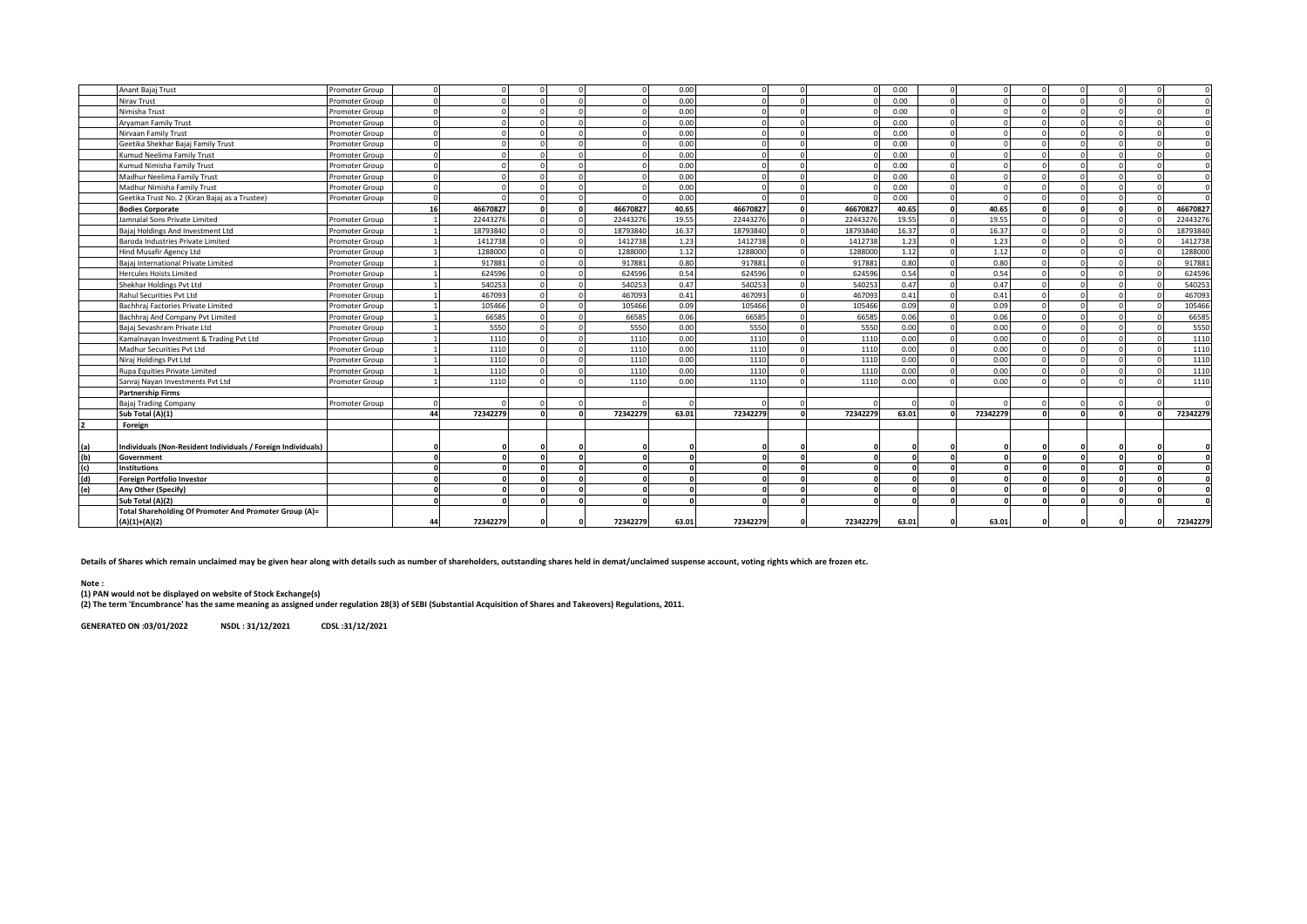| | | | | | | | | | | | | | | | | | | | |
|---|---|---|---|---|---|---|---|---|---|---|---|---|---|---|---|---|---|---|---|
| | Anant Bajaj Trust | Promoter Group | 0 | 0 | 0 | 0 | 0 | 0.00 | 0 | 0 | 0 | 0.00 | 0 | 0 | 0 | 0 | 0 | 0 | 0 |
| | Nirav Trust | Promoter Group | 0 | 0 | 0 | 0 | 0 | 0.00 | 0 | 0 | 0 | 0.00 | 0 | 0 | 0 | 0 | 0 | 0 | 0 |
| | Nimisha Trust | Promoter Group | 0 | 0 | 0 | 0 | 0 | 0.00 | 0 | 0 | 0 | 0.00 | 0 | 0 | 0 | 0 | 0 | 0 | 0 |
| | Aryaman Family Trust | Promoter Group | 0 | 0 | 0 | 0 | 0 | 0.00 | 0 | 0 | 0 | 0.00 | 0 | 0 | 0 | 0 | 0 | 0 | 0 |
| | Nirvaan Family Trust | Promoter Group | 0 | 0 | 0 | 0 | 0 | 0.00 | 0 | 0 | 0 | 0.00 | 0 | 0 | 0 | 0 | 0 | 0 | 0 |
| | Geetika Shekhar Bajaj Family Trust | Promoter Group | 0 | 0 | 0 | 0 | 0 | 0.00 | 0 | 0 | 0 | 0.00 | 0 | 0 | 0 | 0 | 0 | 0 | 0 |
| | Kumud Neelima Family Trust | Promoter Group | 0 | 0 | 0 | 0 | 0 | 0.00 | 0 | 0 | 0 | 0.00 | 0 | 0 | 0 | 0 | 0 | 0 | 0 |
| | Kumud Nimisha Family Trust | Promoter Group | 0 | 0 | 0 | 0 | 0 | 0.00 | 0 | 0 | 0 | 0.00 | 0 | 0 | 0 | 0 | 0 | 0 | 0 |
| | Madhur Neelima Family Trust | Promoter Group | 0 | 0 | 0 | 0 | 0 | 0.00 | 0 | 0 | 0 | 0.00 | 0 | 0 | 0 | 0 | 0 | 0 | 0 |
| | Madhur Nimisha Family Trust | Promoter Group | 0 | 0 | 0 | 0 | 0 | 0.00 | 0 | 0 | 0 | 0.00 | 0 | 0 | 0 | 0 | 0 | 0 | 0 |
| | Geetika Trust No. 2 (Kiran Bajaj as a Trustee) | Promoter Group | 0 | 0 | 0 | 0 | 0 | 0.00 | 0 | 0 | 0 | 0.00 | 0 | 0 | 0 | 0 | 0 | 0 | 0 |
| | **Bodies Corporate** | | **16** | **46670827** | **0** | **0** | **46670827** | **40.65** | **46670827** | **0** | **46670827** | **40.65** | **0** | **40.65** | **0** | **0** | **0** | **0** | **46670827** |
| | Jamnalal Sons Private Limited | Promoter Group | 1 | 22443276 | 0 | 0 | 22443276 | 19.55 | 22443276 | 0 | 22443276 | 19.55 | 0 | 19.55 | 0 | 0 | 0 | 0 | 22443276 |
| | Bajaj Holdings And Investment Ltd | Promoter Group | 1 | 18793840 | 0 | 0 | 18793840 | 16.37 | 18793840 | 0 | 18793840 | 16.37 | 0 | 16.37 | 0 | 0 | 0 | 0 | 18793840 |
| | Baroda Industries Private Limited | Promoter Group | 1 | 1412738 | 0 | 0 | 1412738 | 1.23 | 1412738 | 0 | 1412738 | 1.23 | 0 | 1.23 | 0 | 0 | 0 | 0 | 1412738 |
| | Hind Musafir Agency Ltd | Promoter Group | 1 | 1288000 | 0 | 0 | 1288000 | 1.12 | 1288000 | 0 | 1288000 | 1.12 | 0 | 1.12 | 0 | 0 | 0 | 0 | 1288000 |
| | Bajaj International Private Limited | Promoter Group | 1 | 917881 | 0 | 0 | 917881 | 0.80 | 917881 | 0 | 917881 | 0.80 | 0 | 0.80 | 0 | 0 | 0 | 0 | 917881 |
| | Hercules Hoists Limited | Promoter Group | 1 | 624596 | 0 | 0 | 624596 | 0.54 | 624596 | 0 | 624596 | 0.54 | 0 | 0.54 | 0 | 0 | 0 | 0 | 624596 |
| | Shekhar Holdings Pvt Ltd | Promoter Group | 1 | 540253 | 0 | 0 | 540253 | 0.47 | 540253 | 0 | 540253 | 0.47 | 0 | 0.47 | 0 | 0 | 0 | 0 | 540253 |
| | Rahul Securities Pvt Ltd | Promoter Group | 1 | 467093 | 0 | 0 | 467093 | 0.41 | 467093 | 0 | 467093 | 0.41 | 0 | 0.41 | 0 | 0 | 0 | 0 | 467093 |
| | Bachhraj Factories Private Limited | Promoter Group | 1 | 105466 | 0 | 0 | 105466 | 0.09 | 105466 | 0 | 105466 | 0.09 | 0 | 0.09 | 0 | 0 | 0 | 0 | 105466 |
| | Bachhraj And Company Pvt Limited | Promoter Group | 1 | 66585 | 0 | 0 | 66585 | 0.06 | 66585 | 0 | 66585 | 0.06 | 0 | 0.06 | 0 | 0 | 0 | 0 | 66585 |
| | Bajaj Sevashram Private Ltd | Promoter Group | 1 | 5550 | 0 | 0 | 5550 | 0.00 | 5550 | 0 | 5550 | 0.00 | 0 | 0.00 | 0 | 0 | 0 | 0 | 5550 |
| | Kamalnayan Investment & Trading Pvt Ltd | Promoter Group | 1 | 1110 | 0 | 0 | 1110 | 0.00 | 1110 | 0 | 1110 | 0.00 | 0 | 0.00 | 0 | 0 | 0 | 0 | 1110 |
| | Madhur Securities Pvt Ltd | Promoter Group | 1 | 1110 | 0 | 0 | 1110 | 0.00 | 1110 | 0 | 1110 | 0.00 | 0 | 0.00 | 0 | 0 | 0 | 0 | 1110 |
| | Niraj Holdings Pvt Ltd | Promoter Group | 1 | 1110 | 0 | 0 | 1110 | 0.00 | 1110 | 0 | 1110 | 0.00 | 0 | 0.00 | 0 | 0 | 0 | 0 | 1110 |
| | Rupa Equities Private Limited | Promoter Group | 1 | 1110 | 0 | 0 | 1110 | 0.00 | 1110 | 0 | 1110 | 0.00 | 0 | 0.00 | 0 | 0 | 0 | 0 | 1110 |
| | Sanraj Nayan Investments Pvt Ltd | Promoter Group | 1 | 1110 | 0 | 0 | 1110 | 0.00 | 1110 | 0 | 1110 | 0.00 | 0 | 0.00 | 0 | 0 | 0 | 0 | 1110 |
| | **Partnership Firms** | | | | | | | | | | | | | | | | | | |
| | Bajaj Trading Company | Promoter Group | 0 | 0 | 0 | 0 | 0 | 0 | 0 | 0 | 0 | 0 | 0 | 0 | 0 | 0 | 0 | 0 | 0 |
| | **Sub Total (A)(1)** | | **44** | **72342279** | **0** | **0** | **72342279** | **63.01** | **72342279** | **0** | **72342279** | **63.01** | **0** | **72342279** | **0** | **0** | **0** | **0** | **72342279** |
| **2** | **Foreign** | | | | | | | | | | | | | | | | | | |
| **(a)** | **Individuals (Non-Resident Individuals / Foreign Individuals)** | | **0** | **0** | **0** | **0** | **0** | **0** | **0** | **0** | **0** | **0** | **0** | **0** | **0** | **0** | **0** | **0** | **0** |
| **(b)** | **Government** | | **0** | **0** | **0** | **0** | **0** | **0** | **0** | **0** | **0** | **0** | **0** | **0** | **0** | **0** | **0** | **0** | **0** |
| **(c)** | **Institutions** | | **0** | **0** | **0** | **0** | **0** | **0** | **0** | **0** | **0** | **0** | **0** | **0** | **0** | **0** | **0** | **0** | **0** |
| **(d)** | **Foreign Portfolio Investor** | | **0** | **0** | **0** | **0** | **0** | **0** | **0** | **0** | **0** | **0** | **0** | **0** | **0** | **0** | **0** | **0** | **0** |
| **(e)** | **Any Other (Specify)** | | **0** | **0** | **0** | **0** | **0** | **0** | **0** | **0** | **0** | **0** | **0** | **0** | **0** | **0** | **0** | **0** | **0** |
| | **Sub Total (A)(2)** | | **0** | **0** | **0** | **0** | **0** | **0** | **0** | **0** | **0** | **0** | **0** | **0** | **0** | **0** | **0** | **0** | **0** |
| | **Total Shareholding Of Promoter And Promoter Group (A)= (A)(1)+(A)(2)** | | **44** | **72342279** | **0** | **0** | **72342279** | **63.01** | **72342279** | **0** | **72342279** | **63.01** | **0** | **63.01** | **0** | **0** | **0** | **0** | **72342279** |

**Details of Shares which remain unclaimed may be given hear along with details such as number of shareholders, outstanding shares held in demat/unclaimed suspense account, voting rights which are frozen etc.**

**Note :**

**(1) PAN would not be displayed on website of Stock Exchange(s)**

**(2) The term 'Encumbrance' has the same meaning as assigned under regulation 28(3) of SEBI (Substantial Acquisition of Shares and Takeovers) Regulations, 2011.**

**GENERATED ON :03/01/2022 NSDL : 31/12/2021 CDSL :31/12/2021**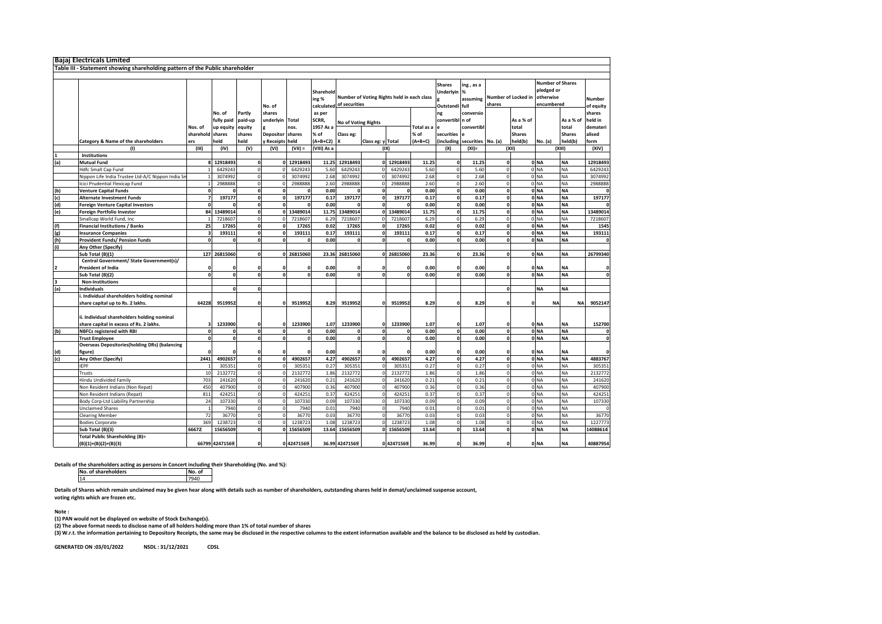# Bajaj Electricals Limited

## Table III - Statement showing shareholding pattern of the Public shareholder

| | Category & Name of the shareholders | Nos. of shareholders | No. of fully paid up equity shares held | Partly paid-up equity shares held | No. of shares underlying Depository Receipts | Total nos. shares held | Shareholding % calculated as per SCRR, 1957 As a % of (A+B+C2) | Number of Voting Rights held in each class of securities | | | | Shares Underlying Outstanding convertible securities (including Warrants) | Shareholding, as a % assuming full conversion of convertible securities (as a percentage of diluted share capital) | Number of Locked in shares | | Number of Shares pledged or otherwise encumbered | | Number of equity shares held in dematerialised form |
|---|---|---|---|---|---|---|---|---|---|---|---|---|---|---|---|---|---|---|
| | | | | | | | | No of Voting Rights | | | Total as a % of (A+B+C) | | | No. (a) | As a % of total Shares held(b) | No. (a) | As a % of total Shares held(b) | |
| | | | | | | | | Class eg: X | Class eg: y | Total | | | | | | | | |
| | (I) | (III) | (IV) | (V) | (VI) | (VII) = | (VIII) As a | (IX) | | | | (X) | (XI)= | (XII) | | (XIII) | | (XIV) |
| 1 | **Institutions** | | | | | | | | | | | | | | | | | |
| (a) | **Mutual Fund** | 8 | 12918493 | 0 | 0 | 12918493 | 11.25 | 12918493 | 0 | 12918493 | 11.25 | 0 | 11.25 | 0 | 0 | NA | NA | 12918493 |
| | Hdfc Small Cap Fund | 1 | 6429243 | 0 | 0 | 6429243 | 5.60 | 6429243 | 0 | 6429243 | 5.60 | 0 | 5.60 | 0 | 0 | NA | NA | 6429243 |
| | Nippon Life India Trustee Ltd-A/C Nippon India Sm | 1 | 3074992 | 0 | 0 | 3074992 | 2.68 | 3074992 | 0 | 3074992 | 2.68 | 0 | 2.68 | 0 | 0 | NA | NA | 3074992 |
| | Icici Prudential Flexicap Fund | 1 | 2988888 | 0 | 0 | 2988888 | 2.60 | 2988888 | 0 | 2988888 | 2.60 | 0 | 2.60 | 0 | 0 | NA | NA | 2988888 |
| (b) | **Venture Capital Funds** | 0 | 0 | 0 | 0 | 0 | 0.00 | 0 | 0 | 0 | 0.00 | 0 | 0.00 | 0 | 0 | NA | NA | 0 |
| (c) | **Alternate Investment Funds** | 7 | 197177 | 0 | 0 | 197177 | 0.17 | 197177 | 0 | 197177 | 0.17 | 0 | 0.17 | 0 | 0 | NA | NA | 197177 |
| (d) | **Foreign Venture Capital Investors** | 0 | 0 | 0 | 0 | 0 | 0.00 | 0 | 0 | 0 | 0.00 | 0 | 0.00 | 0 | 0 | NA | NA | 0 |
| (e) | **Foreign Portfolio Investor** | 84 | 13489014 | 0 | 0 | 13489014 | 11.75 | 13489014 | 0 | 13489014 | 11.75 | 0 | 11.75 | 0 | 0 | NA | NA | 13489014 |
| | Smallcap World Fund, Inc | 1 | 7218607 | 0 | 0 | 7218607 | 6.29 | 7218607 | 0 | 7218607 | 6.29 | 0 | 6.29 | 0 | 0 | NA | NA | 7218607 |
| (f) | **Financial Institutions / Banks** | 25 | 17265 | 0 | 0 | 17265 | 0.02 | 17265 | 0 | 17265 | 0.02 | 0 | 0.02 | 0 | 0 | NA | NA | 1545 |
| (g) | **Insurance Companies** | 3 | 193111 | 0 | 0 | 193111 | 0.17 | 193111 | 0 | 193111 | 0.17 | 0 | 0.17 | 0 | 0 | NA | NA | 193111 |
| (h) | **Provident Funds/ Pension Funds** | 0 | 0 | 0 | 0 | 0 | 0.00 | 0 | 0 | 0 | 0.00 | 0 | 0.00 | 0 | 0 | NA | NA | 0 |
| (i) | **Any Other (Specify)** | | | | | | | | | | | | | | | | | |
| | **Sub Total (B)(1)** | 127 | 26815060 | 0 | 0 | 26815060 | 23.36 | 26815060 | 0 | 26815060 | 23.36 | 0 | 23.36 | 0 | 0 | NA | NA | 26799340 |
| 2 | **Central Government/ State Government(s)/ President of India** | 0 | 0 | 0 | 0 | 0 | 0.00 | 0 | 0 | 0 | 0.00 | 0 | 0.00 | 0 | 0 | NA | NA | 0 |
| | **Sub Total (B)(2)** | 0 | 0 | 0 | 0 | 0 | 0.00 | 0 | 0 | 0 | 0.00 | 0 | 0.00 | 0 | 0 | NA | NA | 0 |
| 3 | **Non-Institutions** | | | | | | | | | | | | | | | | | |
| (a) | **Individuals** | | 0 | 0 | | | | | | | | | | 0 | | NA | NA | |
| | **i. Individual shareholders holding nominal share capital up to Rs. 2 lakhs.** | 64228 | 9519952 | 0 | 0 | 9519952 | 8.29 | 9519952 | 0 | 9519952 | 8.29 | 0 | 8.29 | 0 | 0 | NA | NA | 9052147 |
| | **ii. Individual shareholders holding nominal share capital in excess of Rs. 2 lakhs.** | 3 | 1233900 | 0 | 0 | 1233900 | 1.07 | 1233900 | 0 | 1233900 | 1.07 | 0 | 1.07 | 0 | 0 | NA | NA | 152700 |
| (b) | **NBFCs registered with RBI** | 0 | 0 | 0 | 0 | 0 | 0.00 | 0 | 0 | 0 | 0.00 | 0 | 0.00 | 0 | 0 | NA | NA | 0 |
| | **Trust Employee** | 0 | 0 | 0 | 0 | 0 | 0.00 | 0 | 0 | 0 | 0.00 | 0 | 0.00 | 0 | 0 | NA | NA | 0 |
| (d) | **Overseas Depositories(holding DRs) (balancing figure)** | 0 | 0 | 0 | 0 | 0 | 0.00 | 0 | 0 | 0 | 0.00 | 0 | 0.00 | 0 | 0 | NA | NA | 0 |
| (c) | **Any Other (Specify)** | 2441 | 4902657 | 0 | 0 | 4902657 | 4.27 | 4902657 | 0 | 4902657 | 4.27 | 0 | 4.27 | 0 | 0 | NA | NA | 4883767 |
| | IEPF | 1 | 305351 | 0 | 0 | 305351 | 0.27 | 305351 | 0 | 305351 | 0.27 | 0 | 0.27 | 0 | 0 | NA | NA | 305351 |
| | Trusts | 10 | 2132772 | 0 | 0 | 2132772 | 1.86 | 2132772 | 0 | 2132772 | 1.86 | 0 | 1.86 | 0 | 0 | NA | NA | 2132772 |
| | Hindu Undivided Family | 703 | 241620 | 0 | 0 | 241620 | 0.21 | 241620 | 0 | 241620 | 0.21 | 0 | 0.21 | 0 | 0 | NA | NA | 241620 |
| | Non Resident Indians (Non Repat) | 450 | 407900 | 0 | 0 | 407900 | 0.36 | 407900 | 0 | 407900 | 0.36 | 0 | 0.36 | 0 | 0 | NA | NA | 407900 |
| | Non Resident Indians (Repat) | 811 | 424251 | 0 | 0 | 424251 | 0.37 | 424251 | 0 | 424251 | 0.37 | 0 | 0.37 | 0 | 0 | NA | NA | 424251 |
| | Body Corp-Ltd Liability Partnership | 24 | 107330 | 0 | 0 | 107330 | 0.09 | 107330 | 0 | 107330 | 0.09 | 0 | 0.09 | 0 | 0 | NA | NA | 107330 |
| | Unclaimed Shares | 1 | 7940 | 0 | 0 | 7940 | 0.01 | 7940 | 0 | 7940 | 0.01 | 0 | 0.01 | 0 | 0 | NA | NA | 0 |
| | Clearing Member | 72 | 36770 | 0 | 0 | 36770 | 0.03 | 36770 | 0 | 36770 | 0.03 | 0 | 0.03 | 0 | 0 | NA | NA | 36770 |
| | Bodies Corporate | 369 | 1238723 | 0 | 0 | 1238723 | 1.08 | 1238723 | 0 | 1238723 | 1.08 | 0 | 1.08 | 0 | 0 | NA | NA | 1227773 |
| | **Sub Total (B)(3)** | 66672 | 15656509 | 0 | 0 | 15656509 | 13.64 | 15656509 | 0 | 15656509 | 13.64 | 0 | 13.64 | 0 | 0 | NA | NA | 14088614 |
| | **Total Public Shareholding (B)= (B)(1)+(B)(2)+(B)(3)** | 66799 | 42471569 | 0 | 0 | 42471569 | 36.99 | 42471569 | 0 | 42471569 | 36.99 | 0 | 36.99 | 0 | 0 | NA | NA | 40887954 |

**Details of the shareholders acting as persons in Concert including their Shareholding (No. and %):**

| No. of shareholders | No. of |
|---|---|
| 14 | 7940 |

**Details of Shares which remain unclaimed may be given hear along with details such as number of shareholders, outstanding shares held in demat/unclaimed suspense account, voting rights which are frozen etc.**

**Note :**

**(1) PAN would not be displayed on website of Stock Exchange(s).**

**(2) The above format needs to disclose name of all holders holding more than 1% of total number of shares**

**(3) W.r.t. the information pertaining to Depository Receipts, the same may be disclosed in the respective columns to the extent information available and the balance to be disclosed as held by custodian.**

**GENERATED ON :03/01/2022 NSDL : 31/12/2021 CDSL**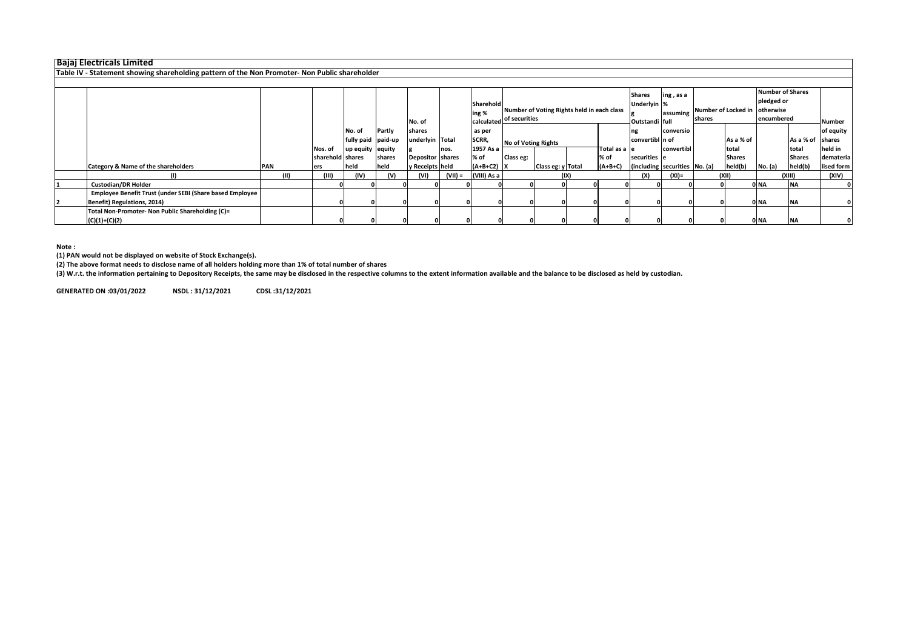# Bajaj Electricals Limited

## Table IV - Statement showing shareholding pattern of the Non Promoter- Non Public shareholder

| | Category & Name of the shareholders | PAN | Nos. of shareholders | No. of fully paid up equity shares held | Partly paid-up equity shares held | No. of shares underlying Depository Receipts | Total nos. shares held | Shareholding % calculated as per SCRR, 1957 As a % of (A+B+C2) | Number of Voting Rights held in each class of securities | | | | Shares Underlying Outstanding convertible securities (including | ing , as a % assuming full conversion of convertible securities | Number of Locked in shares | | Number of Shares pledged or otherwise encumbered | | Number of equity shares held in dematerialised form |
|---|---|---|---|---|---|---|---|---|---|---|---|---|---|---|---|---|---|---|---|
| | | | | | | | | | No of Voting Rights | | | Total as a % of (A+B+C) | | | No. (a) | As a % of total Shares held(b) | No. (a) | As a % of total Shares held(b) | |
| | | | | | | | | | Class eg: X | Class eg: y | Total | | | | | | | | |
| | (I) | (II) | (III) | (IV) | (V) | (VI) | (VII) = | (VIII) As a | (IX) | | | | (X) | (XI)= | (XII) | | (XIII) | | (XIV) |
| 1 | Custodian/DR Holder | | 0 | 0 | 0 | 0 | 0 | 0 | 0 | 0 | 0 | 0 | 0 | 0 | 0 | 0 | NA | NA | 0 |
| 2 | Employee Benefit Trust (under SEBI (Share based Employee Benefit) Regulations, 2014) | | 0 | 0 | 0 | 0 | 0 | 0 | 0 | 0 | 0 | 0 | 0 | 0 | 0 | 0 | NA | NA | 0 |
| | Total Non-Promoter- Non Public Shareholding (C)= (C)(1)+(C)(2) | | 0 | 0 | 0 | 0 | 0 | 0 | 0 | 0 | 0 | 0 | 0 | 0 | 0 | 0 | NA | NA | 0 |

**Note :**

**(1) PAN would not be displayed on website of Stock Exchange(s).**

**(2) The above format needs to disclose name of all holders holding more than 1% of total number of shares**

**(3) W.r.t. the information pertaining to Depository Receipts, the same may be disclosed in the respective columns to the extent information available and the balance to be disclosed as held by custodian.**

**GENERATED ON :03/01/2022 NSDL : 31/12/2021 CDSL :31/12/2021**